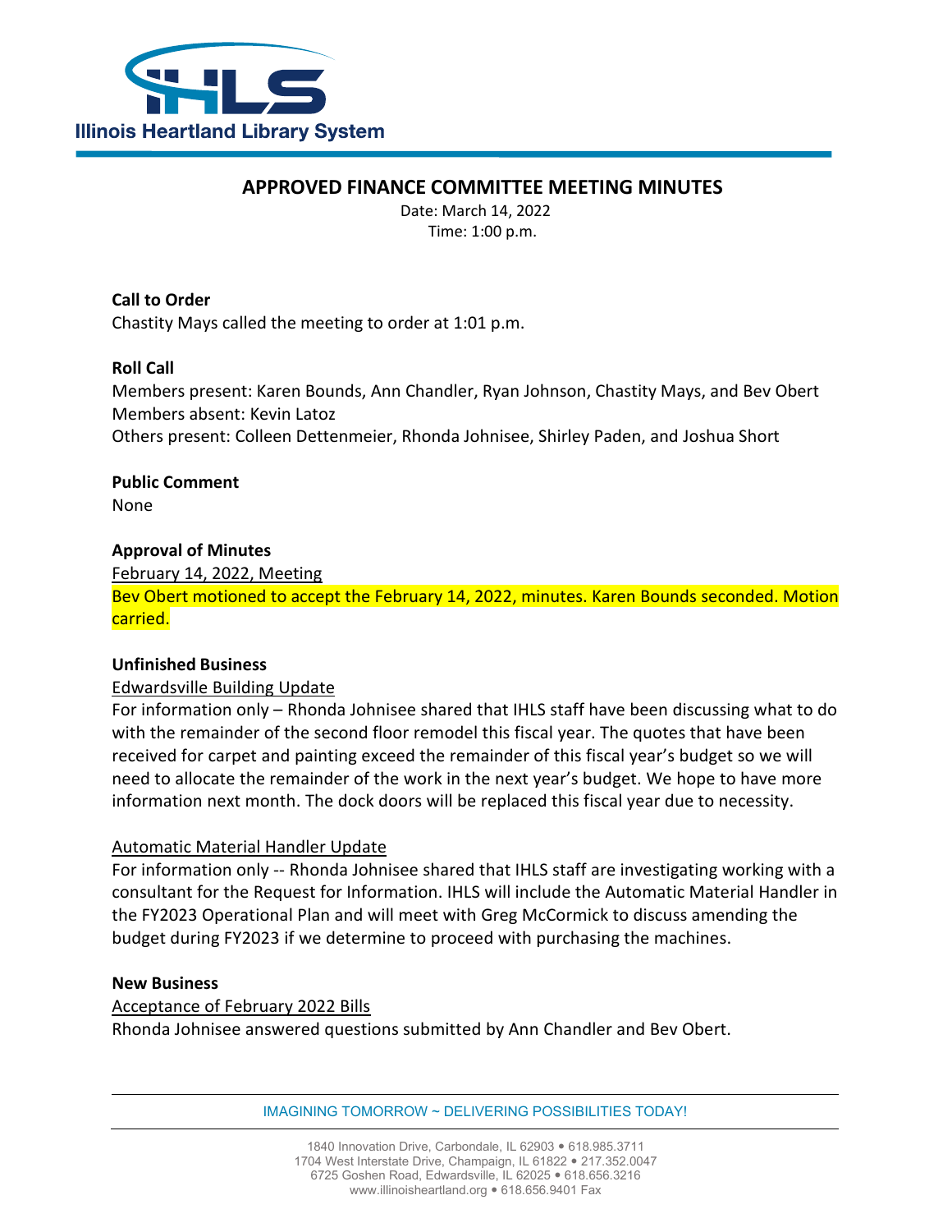# APPROVED FINANCE COMMITTEE MEETING MINUTES

Date: March 14, 2022
Time: 1:00 p.m.

**Call to Order**
Chastity Mays called the meeting to order at 1:01 p.m.

**Roll Call**
Members present: Karen Bounds, Ann Chandler, Ryan Johnson, Chastity Mays, and Bev Obert
Members absent: Kevin Latoz
Others present: Colleen Dettenmeier, Rhonda Johnisee, Shirley Paden, and Joshua Short

**Public Comment**
None

**Approval of Minutes**
February 14, 2022, Meeting
Bev Obert motioned to accept the February 14, 2022, minutes. Karen Bounds seconded. Motion carried.

**Unfinished Business**
Edwardsville Building Update
For information only – Rhonda Johnisee shared that IHLS staff have been discussing what to do with the remainder of the second floor remodel this fiscal year. The quotes that have been received for carpet and painting exceed the remainder of this fiscal year's budget so we will need to allocate the remainder of the work in the next year's budget. We hope to have more information next month. The dock doors will be replaced this fiscal year due to necessity.

Automatic Material Handler Update
For information only -- Rhonda Johnisee shared that IHLS staff are investigating working with a consultant for the Request for Information. IHLS will include the Automatic Material Handler in the FY2023 Operational Plan and will meet with Greg McCormick to discuss amending the budget during FY2023 if we determine to proceed with purchasing the machines.

**New Business**
Acceptance of February 2022 Bills
Rhonda Johnisee answered questions submitted by Ann Chandler and Bev Obert.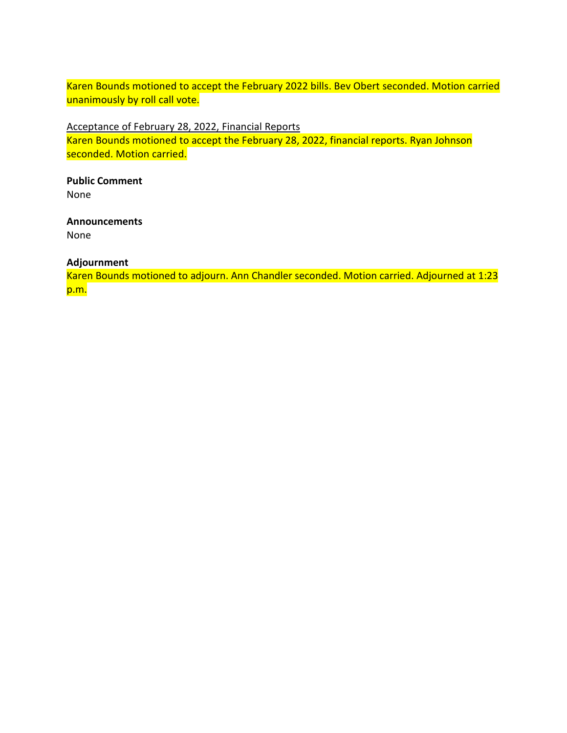Karen Bounds motioned to accept the February 2022 bills. Bev Obert seconded. Motion carried unanimously by roll call vote.

Acceptance of February 28, 2022, Financial Reports

Karen Bounds motioned to accept the February 28, 2022, financial reports. Ryan Johnson seconded. Motion carried.

**Public Comment**

None

**Announcements**

None

**Adjournment**

Karen Bounds motioned to adjourn. Ann Chandler seconded. Motion carried. Adjourned at 1:23 p.m.